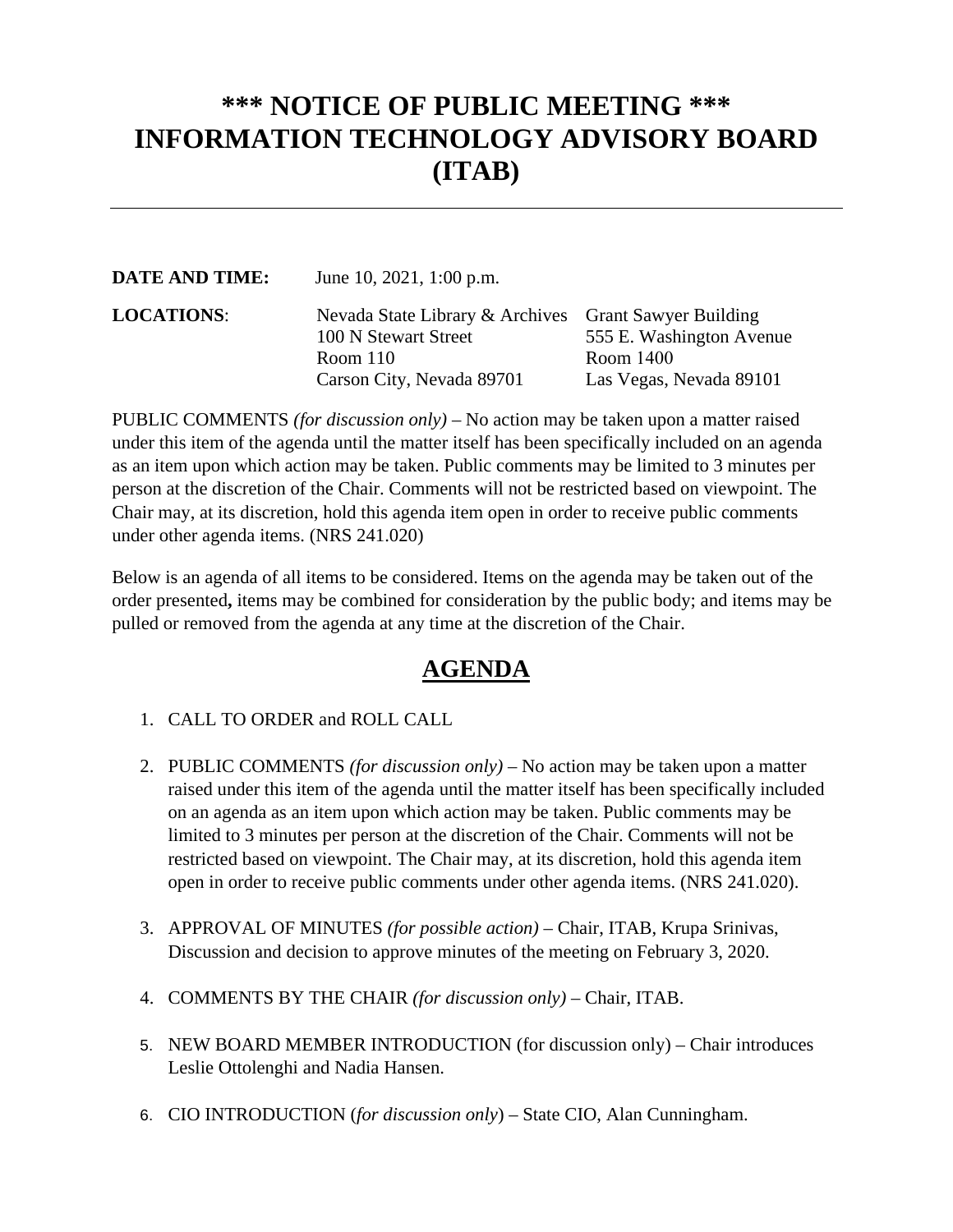# *** NOTICE OF PUBLIC MEETING ***
# INFORMATION TECHNOLOGY ADVISORY BOARD (ITAB)

---

**DATE AND TIME:** June 10, 2021, 1:00 p.m.

**LOCATIONS**:

| Nevada State Library & Archives | Grant Sawyer Building |
|---|---|
| 100 N Stewart Street | 555 E. Washington Avenue |
| Room 110 | Room 1400 |
| Carson City, Nevada 89701 | Las Vegas, Nevada 89101 |

PUBLIC COMMENTS *(for discussion only)* – No action may be taken upon a matter raised under this item of the agenda until the matter itself has been specifically included on an agenda as an item upon which action may be taken. Public comments may be limited to 3 minutes per person at the discretion of the Chair. Comments will not be restricted based on viewpoint. The Chair may, at its discretion, hold this agenda item open in order to receive public comments under other agenda items. (NRS 241.020)

Below is an agenda of all items to be considered. Items on the agenda may be taken out of the order presented**,** items may be combined for consideration by the public body; and items may be pulled or removed from the agenda at any time at the discretion of the Chair.

## AGENDA

1. CALL TO ORDER and ROLL CALL

2. PUBLIC COMMENTS *(for discussion only)* – No action may be taken upon a matter raised under this item of the agenda until the matter itself has been specifically included on an agenda as an item upon which action may be taken. Public comments may be limited to 3 minutes per person at the discretion of the Chair. Comments will not be restricted based on viewpoint. The Chair may, at its discretion, hold this agenda item open in order to receive public comments under other agenda items. (NRS 241.020).

3. APPROVAL OF MINUTES *(for possible action)* – Chair, ITAB, Krupa Srinivas, Discussion and decision to approve minutes of the meeting on February 3, 2020.

4. COMMENTS BY THE CHAIR *(for discussion only)* – Chair, ITAB.

5. NEW BOARD MEMBER INTRODUCTION (for discussion only) – Chair introduces Leslie Ottolenghi and Nadia Hansen.

6. CIO INTRODUCTION (*for discussion only*) – State CIO, Alan Cunningham.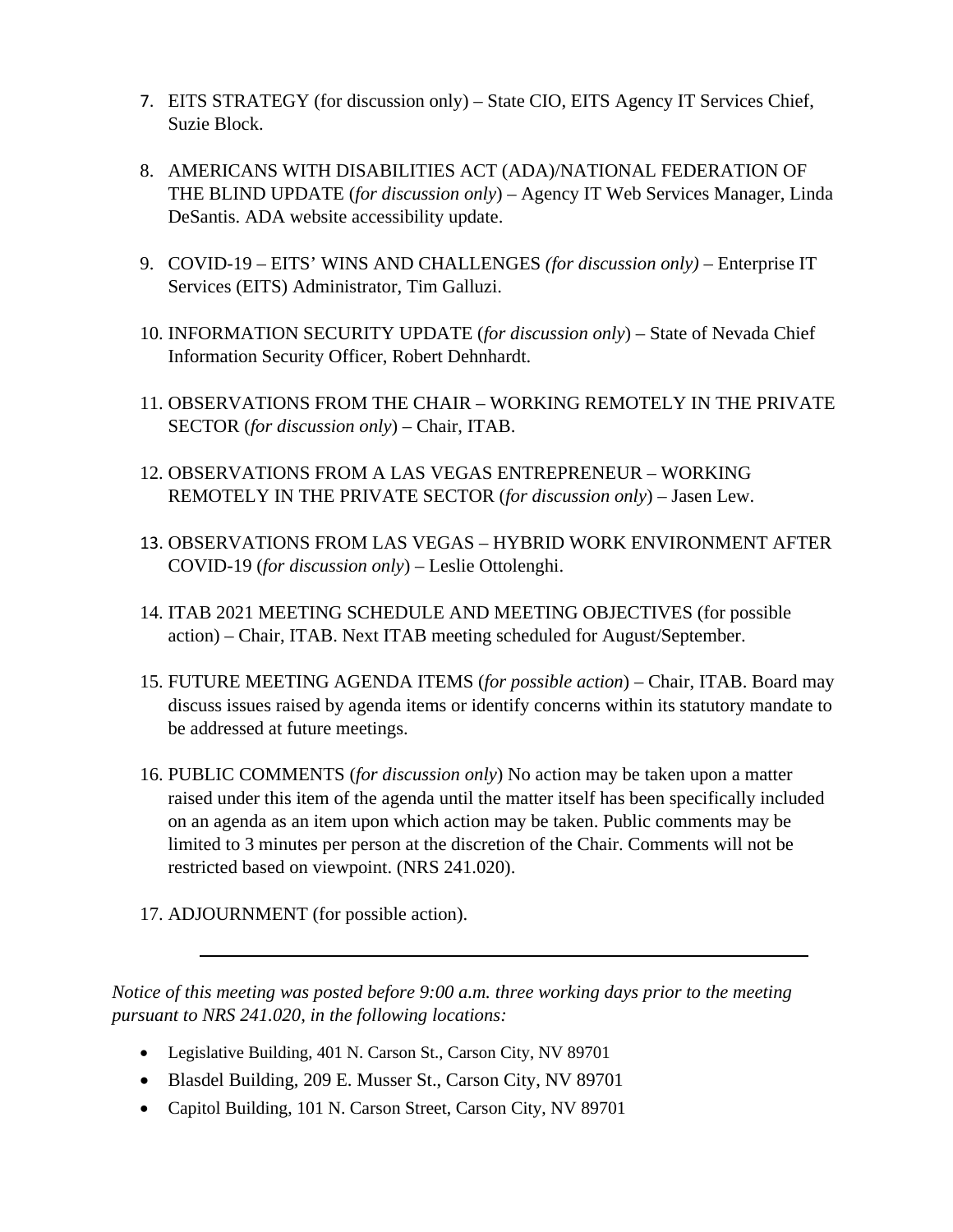7. EITS STRATEGY (for discussion only) – State CIO, EITS Agency IT Services Chief, Suzie Block.

8. AMERICANS WITH DISABILITIES ACT (ADA)/NATIONAL FEDERATION OF THE BLIND UPDATE (*for discussion only*) – Agency IT Web Services Manager, Linda DeSantis. ADA website accessibility update.

9. COVID-19 – EITS' WINS AND CHALLENGES *(for discussion only)* – Enterprise IT Services (EITS) Administrator, Tim Galluzi.

10. INFORMATION SECURITY UPDATE (*for discussion only*) – State of Nevada Chief Information Security Officer, Robert Dehnhardt.

11. OBSERVATIONS FROM THE CHAIR – WORKING REMOTELY IN THE PRIVATE SECTOR (*for discussion only*) – Chair, ITAB.

12. OBSERVATIONS FROM A LAS VEGAS ENTREPRENEUR – WORKING REMOTELY IN THE PRIVATE SECTOR (*for discussion only*) – Jasen Lew.

13. OBSERVATIONS FROM LAS VEGAS – HYBRID WORK ENVIRONMENT AFTER COVID-19 (*for discussion only*) – Leslie Ottolenghi.

14. ITAB 2021 MEETING SCHEDULE AND MEETING OBJECTIVES (for possible action) – Chair, ITAB. Next ITAB meeting scheduled for August/September.

15. FUTURE MEETING AGENDA ITEMS (*for possible action*) – Chair, ITAB. Board may discuss issues raised by agenda items or identify concerns within its statutory mandate to be addressed at future meetings.

16. PUBLIC COMMENTS (*for discussion only*) No action may be taken upon a matter raised under this item of the agenda until the matter itself has been specifically included on an agenda as an item upon which action may be taken. Public comments may be limited to 3 minutes per person at the discretion of the Chair. Comments will not be restricted based on viewpoint. (NRS 241.020).

17. ADJOURNMENT (for possible action).

---

*Notice of this meeting was posted before 9:00 a.m. three working days prior to the meeting pursuant to NRS 241.020, in the following locations:*

- Legislative Building, 401 N. Carson St., Carson City, NV 89701
- Blasdel Building, 209 E. Musser St., Carson City, NV 89701
- Capitol Building, 101 N. Carson Street, Carson City, NV 89701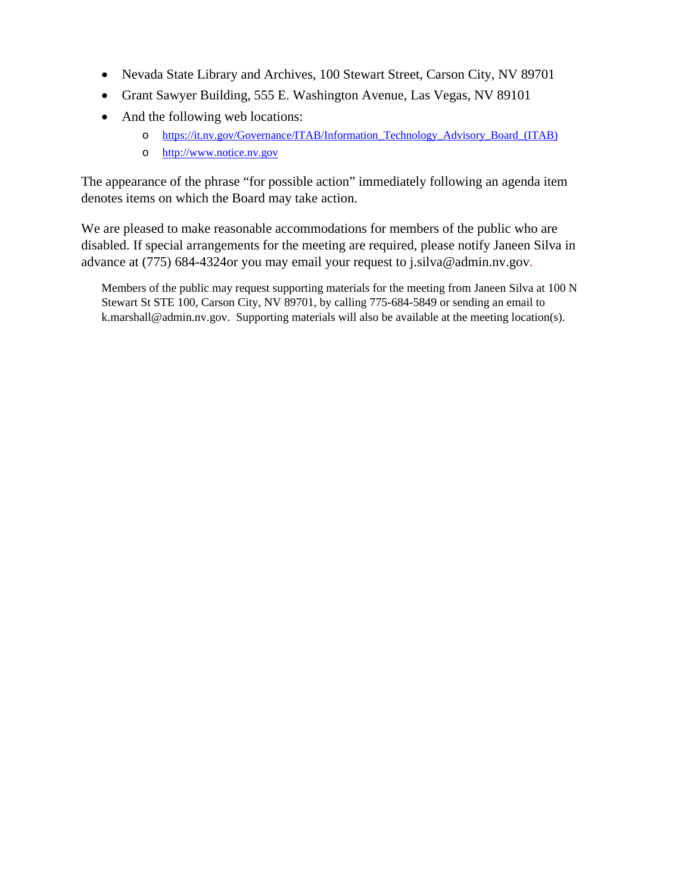- Nevada State Library and Archives, 100 Stewart Street, Carson City, NV 89701
- Grant Sawyer Building, 555 E. Washington Avenue, Las Vegas, NV 89101
- And the following web locations:
  - https://it.nv.gov/Governance/ITAB/Information_Technology_Advisory_Board_(ITAB)
  - http://www.notice.nv.gov

The appearance of the phrase "for possible action" immediately following an agenda item denotes items on which the Board may take action.

We are pleased to make reasonable accommodations for members of the public who are disabled. If special arrangements for the meeting are required, please notify Janeen Silva in advance at (775) 684-4324or you may email your request to j.silva@admin.nv.gov.

Members of the public may request supporting materials for the meeting from Janeen Silva at 100 N Stewart St STE 100, Carson City, NV 89701, by calling 775-684-5849 or sending an email to k.marshall@admin.nv.gov. Supporting materials will also be available at the meeting location(s).